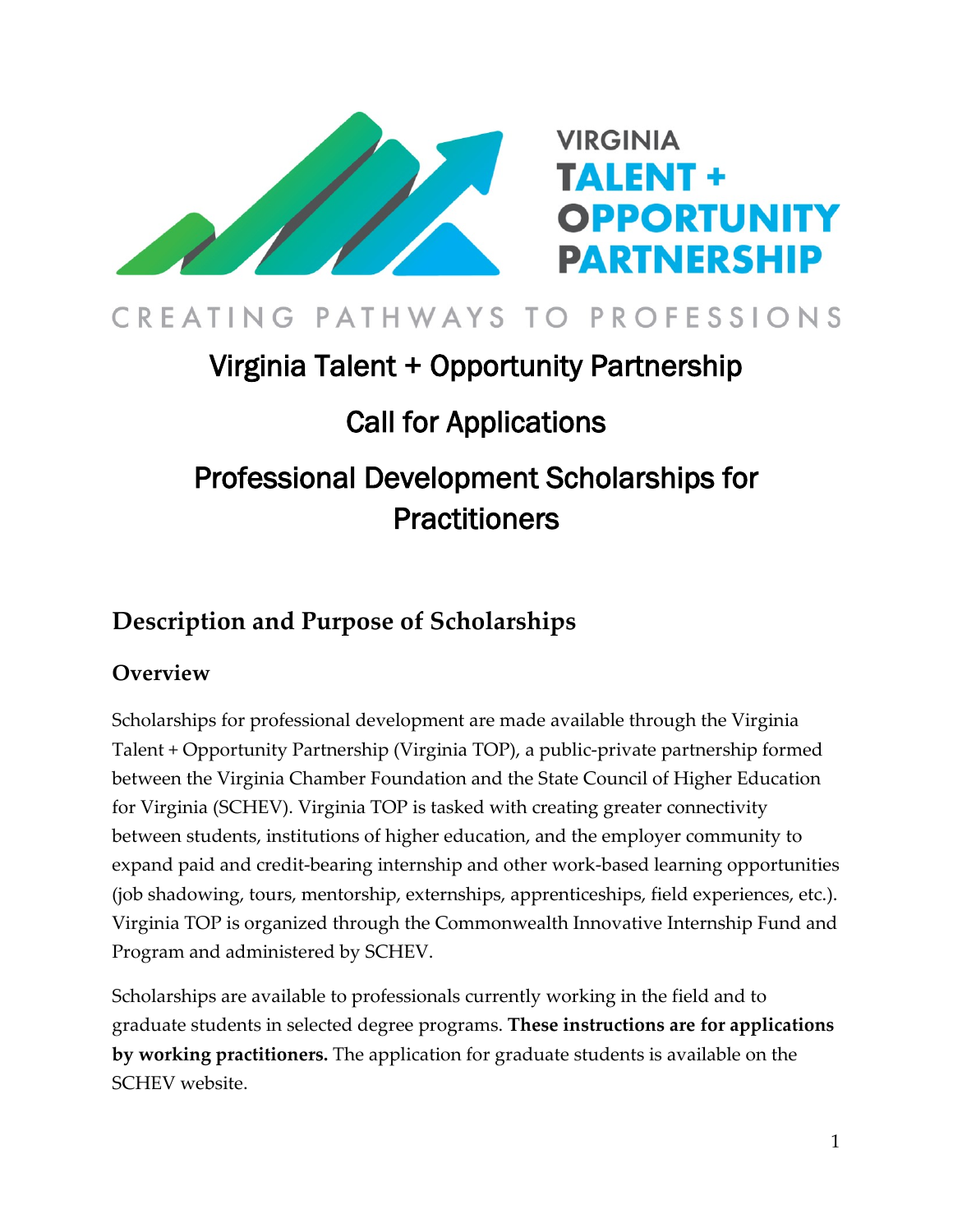VIRGINIA TALENT + OPPORTUNITY PARTNERSHIP

CREATING PATHWAYS TO PROFESSIONS

# Virginia Talent + Opportunity Partnership

# Call for Applications

# Professional Development Scholarships for Practitioners

## Description and Purpose of Scholarships

### Overview

Scholarships for professional development are made available through the Virginia Talent + Opportunity Partnership (Virginia TOP), a public-private partnership formed between the Virginia Chamber Foundation and the State Council of Higher Education for Virginia (SCHEV). Virginia TOP is tasked with creating greater connectivity between students, institutions of higher education, and the employer community to expand paid and credit-bearing internship and other work-based learning opportunities (job shadowing, tours, mentorship, externships, apprenticeships, field experiences, etc.). Virginia TOP is organized through the Commonwealth Innovative Internship Fund and Program and administered by SCHEV.

Scholarships are available to professionals currently working in the field and to graduate students in selected degree programs. **These instructions are for applications by working practitioners.** The application for graduate students is available on the SCHEV website.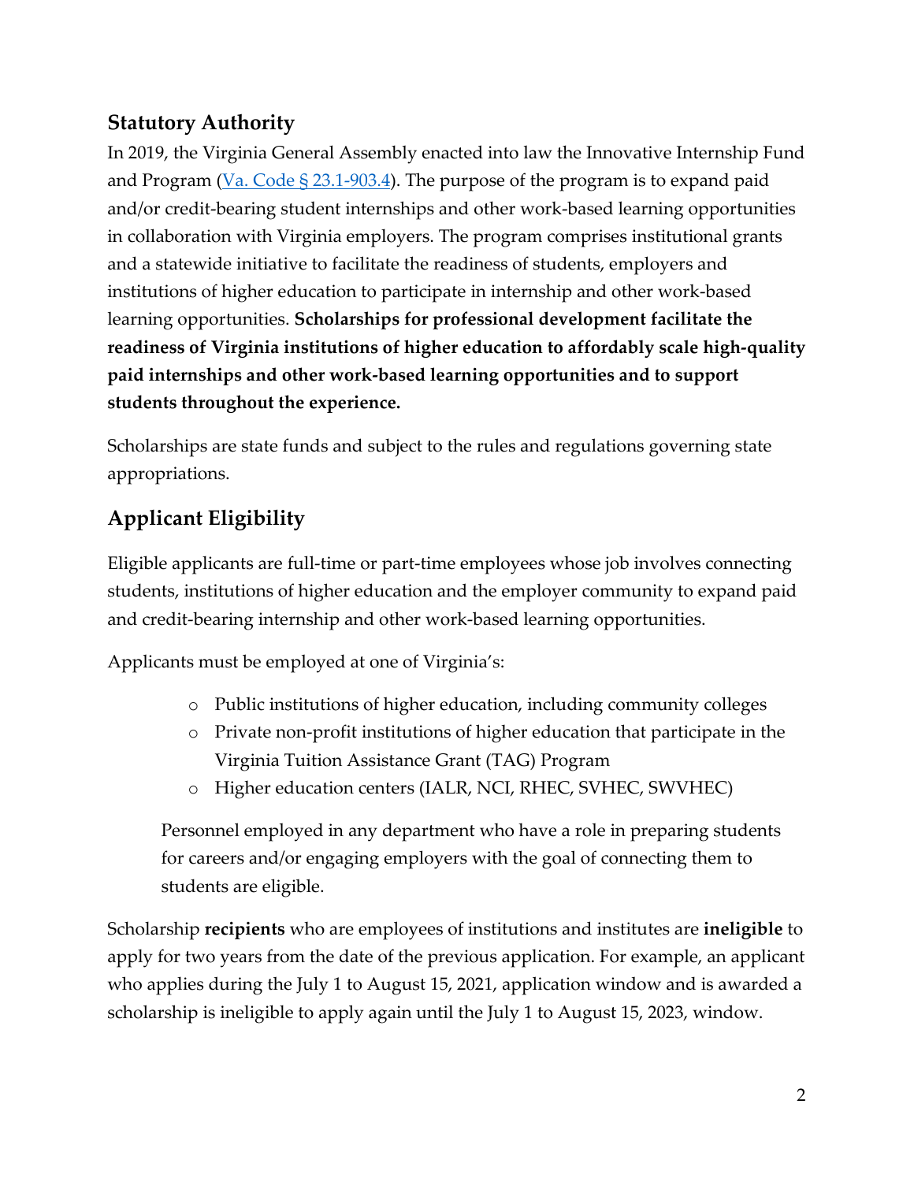## Statutory Authority

In 2019, the Virginia General Assembly enacted into law the Innovative Internship Fund and Program ([Va. Code § 23.1-903.4](Va. Code § 23.1-903.4)). The purpose of the program is to expand paid and/or credit-bearing student internships and other work-based learning opportunities in collaboration with Virginia employers. The program comprises institutional grants and a statewide initiative to facilitate the readiness of students, employers and institutions of higher education to participate in internship and other work-based learning opportunities. **Scholarships for professional development facilitate the readiness of Virginia institutions of higher education to affordably scale high-quality paid internships and other work-based learning opportunities and to support students throughout the experience.**

Scholarships are state funds and subject to the rules and regulations governing state appropriations.

## Applicant Eligibility

Eligible applicants are full-time or part-time employees whose job involves connecting students, institutions of higher education and the employer community to expand paid and credit-bearing internship and other work-based learning opportunities.

Applicants must be employed at one of Virginia's:

- Public institutions of higher education, including community colleges
- Private non-profit institutions of higher education that participate in the Virginia Tuition Assistance Grant (TAG) Program
- Higher education centers (IALR, NCI, RHEC, SVHEC, SWVHEC)

Personnel employed in any department who have a role in preparing students for careers and/or engaging employers with the goal of connecting them to students are eligible.

Scholarship **recipients** who are employees of institutions and institutes are **ineligible** to apply for two years from the date of the previous application. For example, an applicant who applies during the July 1 to August 15, 2021, application window and is awarded a scholarship is ineligible to apply again until the July 1 to August 15, 2023, window.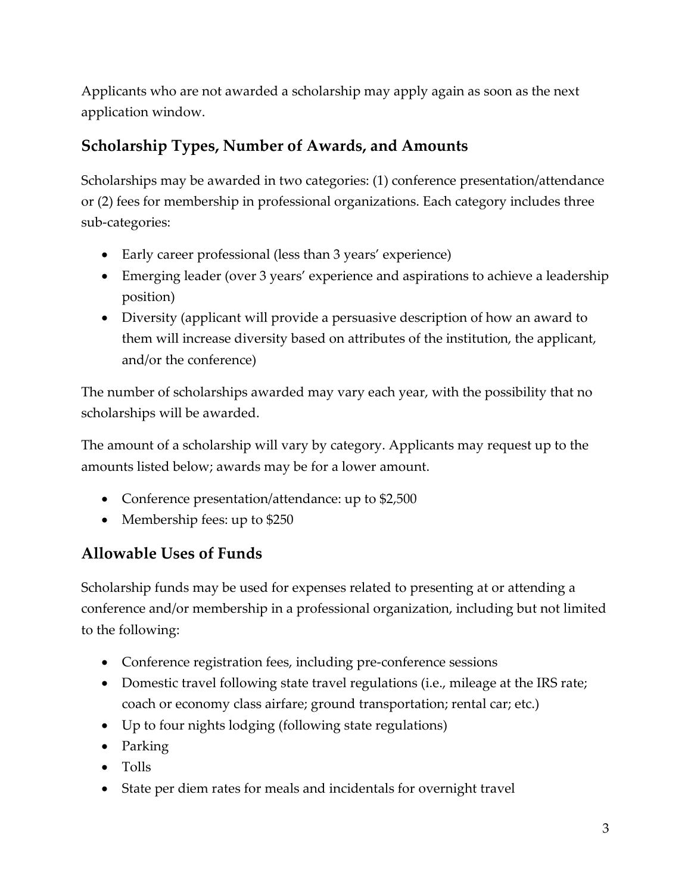Applicants who are not awarded a scholarship may apply again as soon as the next application window.

## Scholarship Types, Number of Awards, and Amounts

Scholarships may be awarded in two categories: (1) conference presentation/attendance or (2) fees for membership in professional organizations. Each category includes three sub-categories:

- Early career professional (less than 3 years' experience)
- Emerging leader (over 3 years' experience and aspirations to achieve a leadership position)
- Diversity (applicant will provide a persuasive description of how an award to them will increase diversity based on attributes of the institution, the applicant, and/or the conference)

The number of scholarships awarded may vary each year, with the possibility that no scholarships will be awarded.

The amount of a scholarship will vary by category. Applicants may request up to the amounts listed below; awards may be for a lower amount.

- Conference presentation/attendance: up to $2,500
- Membership fees: up to $250

## Allowable Uses of Funds

Scholarship funds may be used for expenses related to presenting at or attending a conference and/or membership in a professional organization, including but not limited to the following:

- Conference registration fees, including pre-conference sessions
- Domestic travel following state travel regulations (i.e., mileage at the IRS rate; coach or economy class airfare; ground transportation; rental car; etc.)
- Up to four nights lodging (following state regulations)
- Parking
- Tolls
- State per diem rates for meals and incidentals for overnight travel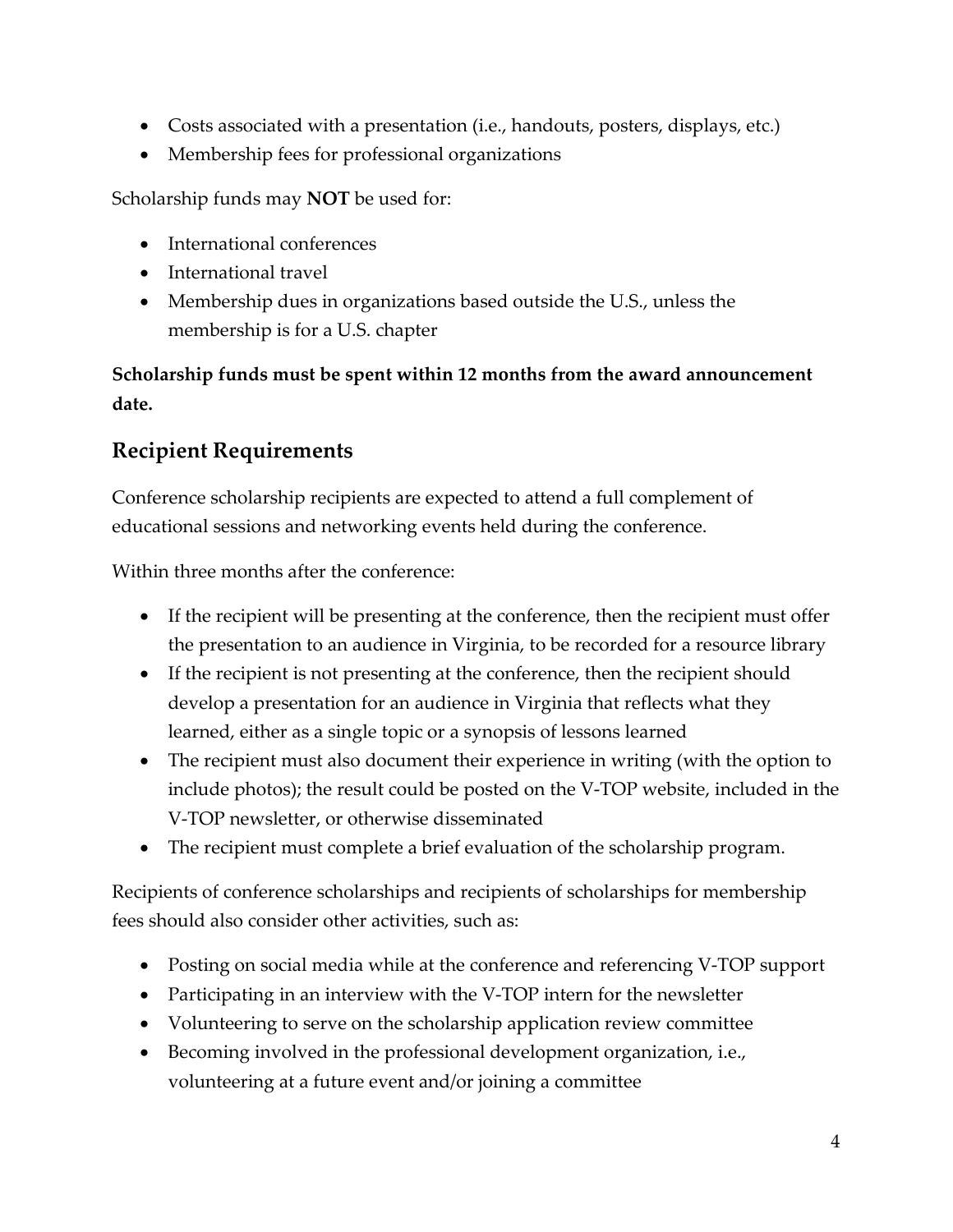- Costs associated with a presentation (i.e., handouts, posters, displays, etc.)
- Membership fees for professional organizations

Scholarship funds may **NOT** be used for:

- International conferences
- International travel
- Membership dues in organizations based outside the U.S., unless the membership is for a U.S. chapter

**Scholarship funds must be spent within 12 months from the award announcement date.**

## Recipient Requirements

Conference scholarship recipients are expected to attend a full complement of educational sessions and networking events held during the conference.

Within three months after the conference:

- If the recipient will be presenting at the conference, then the recipient must offer the presentation to an audience in Virginia, to be recorded for a resource library
- If the recipient is not presenting at the conference, then the recipient should develop a presentation for an audience in Virginia that reflects what they learned, either as a single topic or a synopsis of lessons learned
- The recipient must also document their experience in writing (with the option to include photos); the result could be posted on the V-TOP website, included in the V-TOP newsletter, or otherwise disseminated
- The recipient must complete a brief evaluation of the scholarship program.

Recipients of conference scholarships and recipients of scholarships for membership fees should also consider other activities, such as:

- Posting on social media while at the conference and referencing V-TOP support
- Participating in an interview with the V-TOP intern for the newsletter
- Volunteering to serve on the scholarship application review committee
- Becoming involved in the professional development organization, i.e., volunteering at a future event and/or joining a committee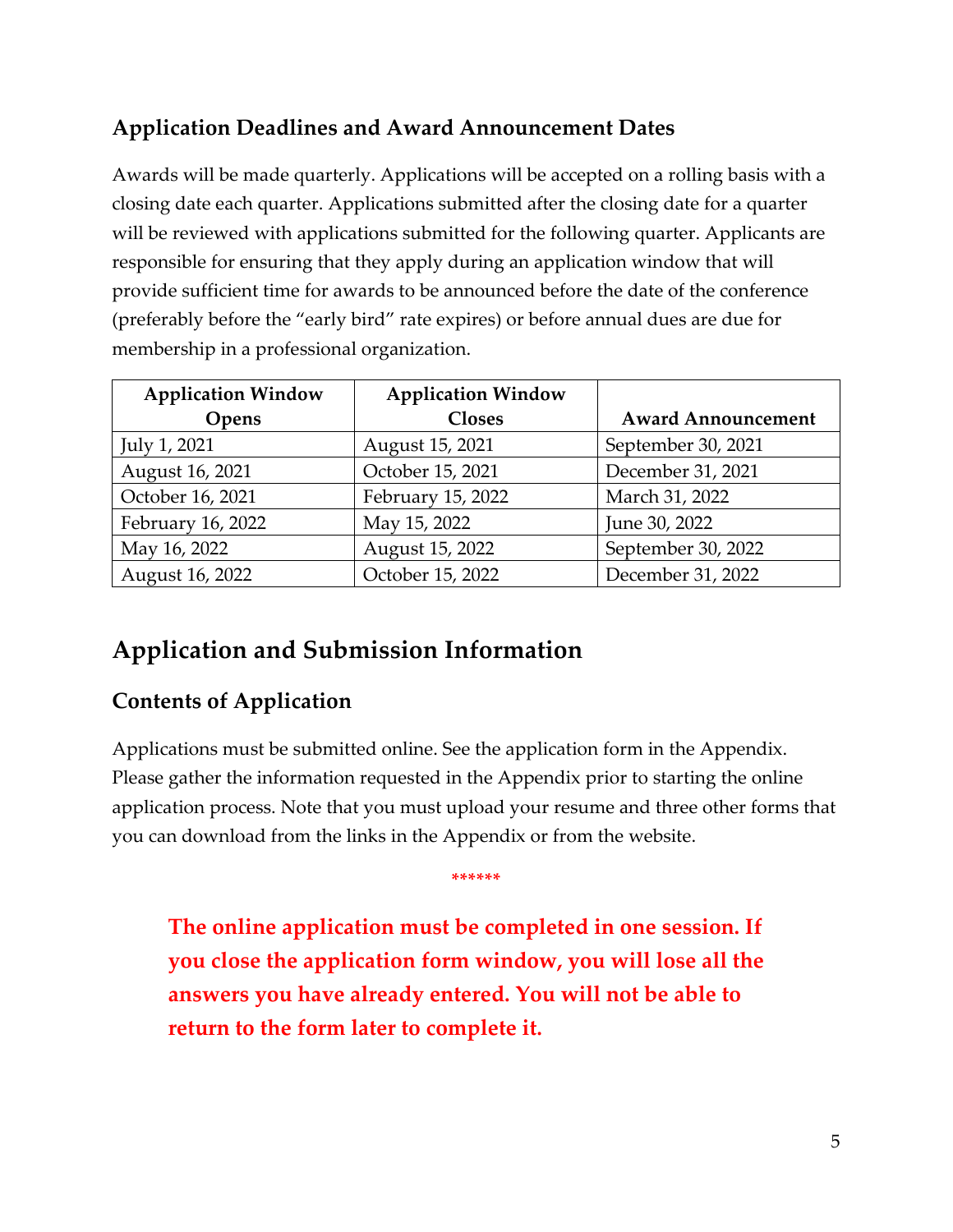### Application Deadlines and Award Announcement Dates

Awards will be made quarterly. Applications will be accepted on a rolling basis with a closing date each quarter. Applications submitted after the closing date for a quarter will be reviewed with applications submitted for the following quarter. Applicants are responsible for ensuring that they apply during an application window that will provide sufficient time for awards to be announced before the date of the conference (preferably before the "early bird" rate expires) or before annual dues are due for membership in a professional organization.

| Application Window Opens | Application Window Closes | Award Announcement |
|---|---|---|
| July 1, 2021 | August 15, 2021 | September 30, 2021 |
| August 16, 2021 | October 15, 2021 | December 31, 2021 |
| October 16, 2021 | February 15, 2022 | March 31, 2022 |
| February 16, 2022 | May 15, 2022 | June 30, 2022 |
| May 16, 2022 | August 15, 2022 | September 30, 2022 |
| August 16, 2022 | October 15, 2022 | December 31, 2022 |

## Application and Submission Information

### Contents of Application

Applications must be submitted online. See the application form in the Appendix. Please gather the information requested in the Appendix prior to starting the online application process. Note that you must upload your resume and three other forms that you can download from the links in the Appendix or from the website.

******

**The online application must be completed in one session. If you close the application form window, you will lose all the answers you have already entered. You will not be able to return to the form later to complete it.**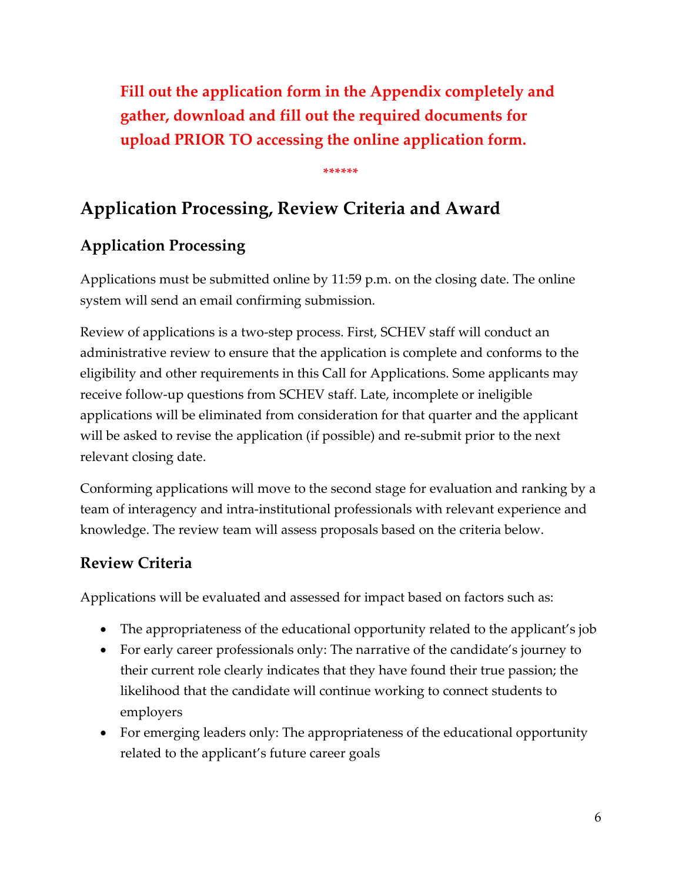**Fill out the application form in the Appendix completely and gather, download and fill out the required documents for upload PRIOR TO accessing the online application form.**

******

## Application Processing, Review Criteria and Award

### Application Processing

Applications must be submitted online by 11:59 p.m. on the closing date. The online system will send an email confirming submission.

Review of applications is a two-step process. First, SCHEV staff will conduct an administrative review to ensure that the application is complete and conforms to the eligibility and other requirements in this Call for Applications. Some applicants may receive follow-up questions from SCHEV staff. Late, incomplete or ineligible applications will be eliminated from consideration for that quarter and the applicant will be asked to revise the application (if possible) and re-submit prior to the next relevant closing date.

Conforming applications will move to the second stage for evaluation and ranking by a team of interagency and intra-institutional professionals with relevant experience and knowledge. The review team will assess proposals based on the criteria below.

### Review Criteria

Applications will be evaluated and assessed for impact based on factors such as:

- The appropriateness of the educational opportunity related to the applicant's job
- For early career professionals only: The narrative of the candidate's journey to their current role clearly indicates that they have found their true passion; the likelihood that the candidate will continue working to connect students to employers
- For emerging leaders only: The appropriateness of the educational opportunity related to the applicant's future career goals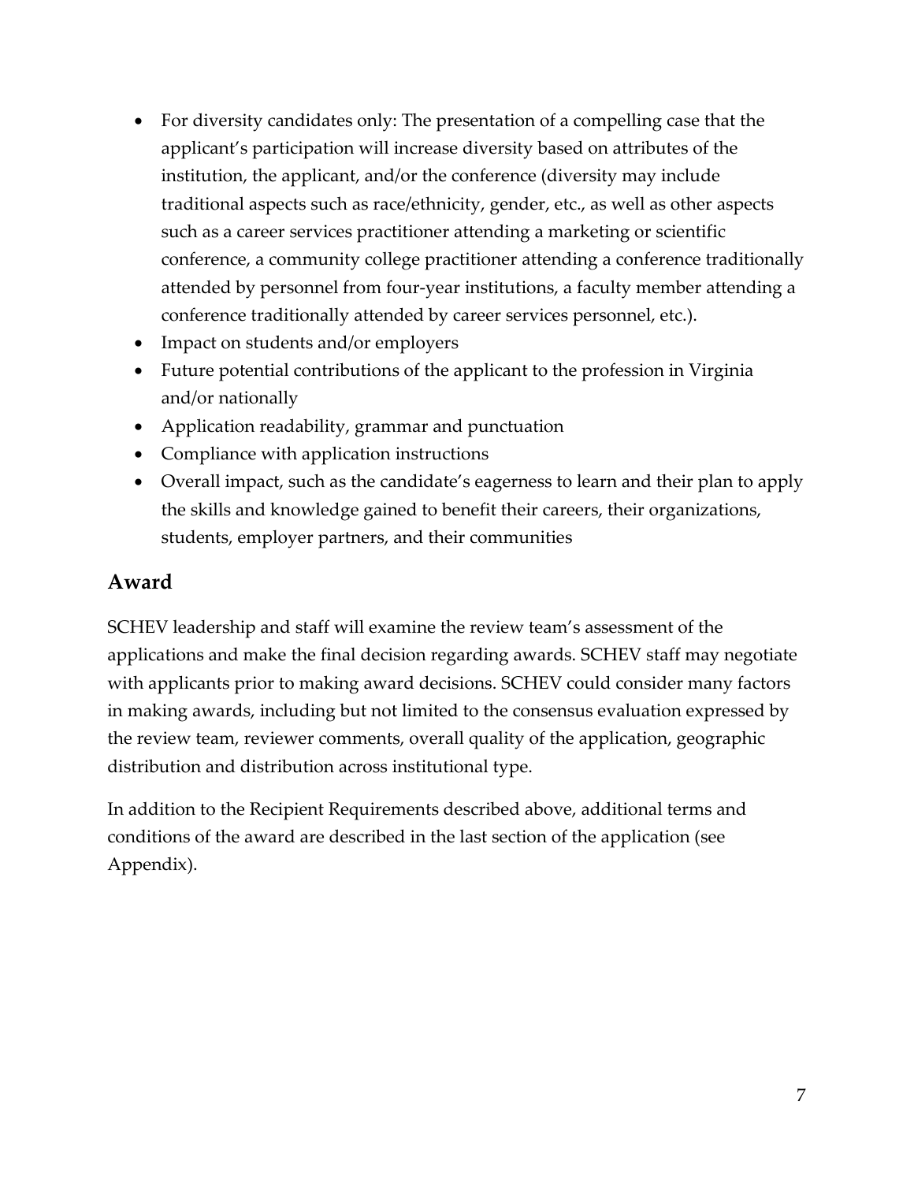- For diversity candidates only: The presentation of a compelling case that the applicant's participation will increase diversity based on attributes of the institution, the applicant, and/or the conference (diversity may include traditional aspects such as race/ethnicity, gender, etc., as well as other aspects such as a career services practitioner attending a marketing or scientific conference, a community college practitioner attending a conference traditionally attended by personnel from four-year institutions, a faculty member attending a conference traditionally attended by career services personnel, etc.).
- Impact on students and/or employers
- Future potential contributions of the applicant to the profession in Virginia and/or nationally
- Application readability, grammar and punctuation
- Compliance with application instructions
- Overall impact, such as the candidate's eagerness to learn and their plan to apply the skills and knowledge gained to benefit their careers, their organizations, students, employer partners, and their communities

## Award

SCHEV leadership and staff will examine the review team's assessment of the applications and make the final decision regarding awards. SCHEV staff may negotiate with applicants prior to making award decisions. SCHEV could consider many factors in making awards, including but not limited to the consensus evaluation expressed by the review team, reviewer comments, overall quality of the application, geographic distribution and distribution across institutional type.

In addition to the Recipient Requirements described above, additional terms and conditions of the award are described in the last section of the application (see Appendix).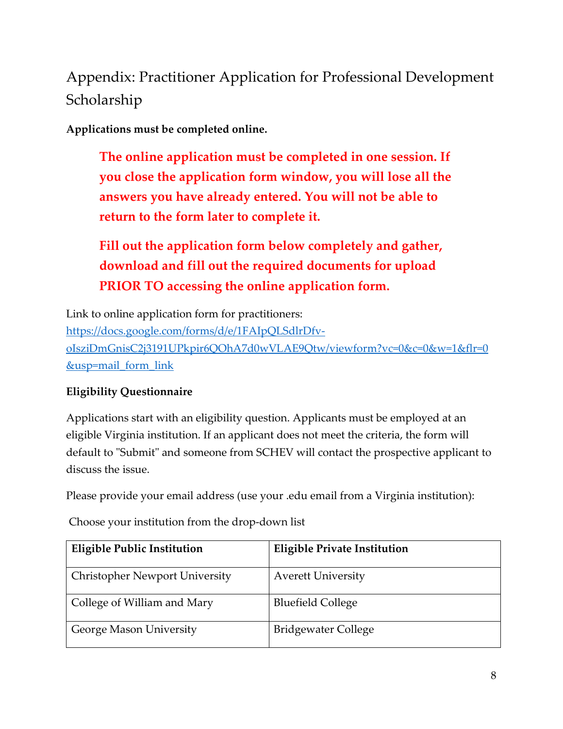# Appendix: Practitioner Application for Professional Development Scholarship

**Applications must be completed online.**

> **The online application must be completed in one session. If you close the application form window, you will lose all the answers you have already entered. You will not be able to return to the form later to complete it.**
>
> **Fill out the application form below completely and gather, download and fill out the required documents for upload PRIOR TO accessing the online application form.**

Link to online application form for practitioners:
[https://docs.google.com/forms/d/e/1FAIpQLSdlrDfv-oIsziDmGnisC2j3191UPkpir6QOhA7d0wVLAE9Qtw/viewform?vc=0&c=0&w=1&flr=0&usp=mail_form_link](https://docs.google.com/forms/d/e/1FAIpQLSdlrDfv-oIsziDmGnisC2j3191UPkpir6QOhA7d0wVLAE9Qtw/viewform?vc=0&c=0&w=1&flr=0&usp=mail_form_link)

**Eligibility Questionnaire**

Applications start with an eligibility question. Applicants must be employed at an eligible Virginia institution. If an applicant does not meet the criteria, the form will default to "Submit" and someone from SCHEV will contact the prospective applicant to discuss the issue.

Please provide your email address (use your .edu email from a Virginia institution):

Choose your institution from the drop-down list

| Eligible Public Institution | Eligible Private Institution |
|---|---|
| Christopher Newport University | Averett University |
| College of William and Mary | Bluefield College |
| George Mason University | Bridgewater College |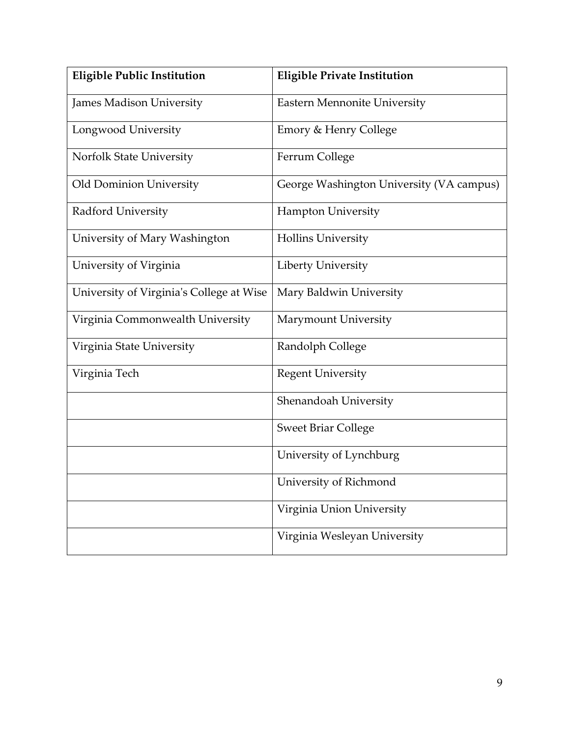| Eligible Public Institution | Eligible Private Institution |
| --- | --- |
| James Madison University | Eastern Mennonite University |
| Longwood University | Emory & Henry College |
| Norfolk State University | Ferrum College |
| Old Dominion University | George Washington University (VA campus) |
| Radford University | Hampton University |
| University of Mary Washington | Hollins University |
| University of Virginia | Liberty University |
| University of Virginia's College at Wise | Mary Baldwin University |
| Virginia Commonwealth University | Marymount University |
| Virginia State University | Randolph College |
| Virginia Tech | Regent University |
| | Shenandoah University |
| | Sweet Briar College |
| | University of Lynchburg |
| | University of Richmond |
| | Virginia Union University |
| | Virginia Wesleyan University |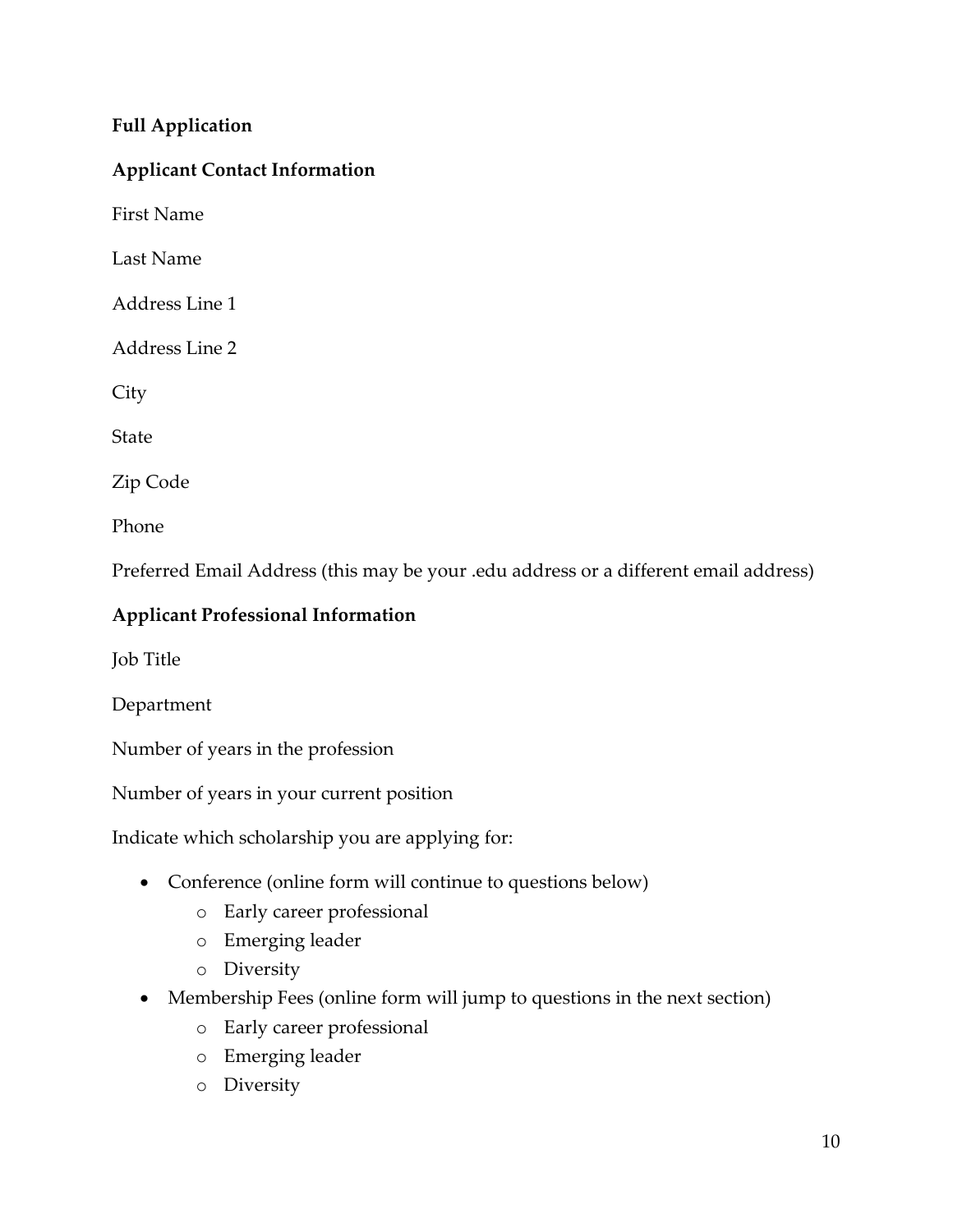**Full Application**

**Applicant Contact Information**

First Name

Last Name

Address Line 1

Address Line 2

City

State

Zip Code

Phone

Preferred Email Address (this may be your .edu address or a different email address)

**Applicant Professional Information**

Job Title

Department

Number of years in the profession

Number of years in your current position

Indicate which scholarship you are applying for:

- Conference (online form will continue to questions below)
  - Early career professional
  - Emerging leader
  - Diversity
- Membership Fees (online form will jump to questions in the next section)
  - Early career professional
  - Emerging leader
  - Diversity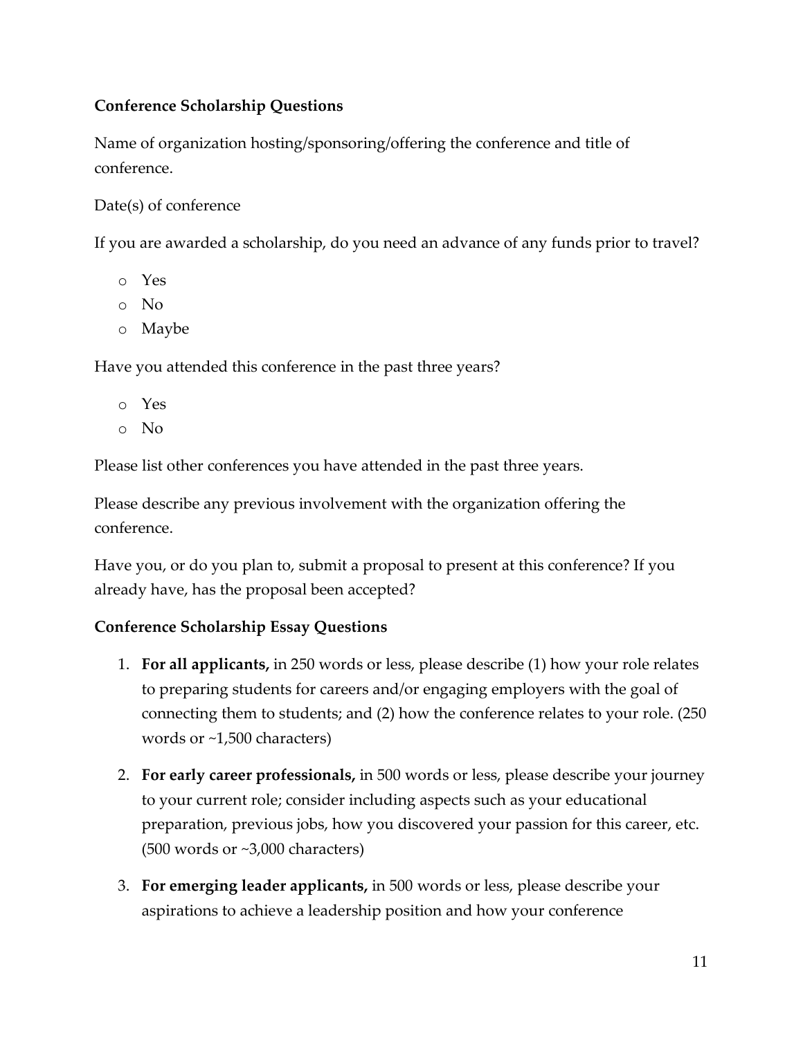**Conference Scholarship Questions**

Name of organization hosting/sponsoring/offering the conference and title of conference.

Date(s) of conference

If you are awarded a scholarship, do you need an advance of any funds prior to travel?

- Yes
- No
- Maybe

Have you attended this conference in the past three years?

- Yes
- No

Please list other conferences you have attended in the past three years.

Please describe any previous involvement with the organization offering the conference.

Have you, or do you plan to, submit a proposal to present at this conference? If you already have, has the proposal been accepted?

**Conference Scholarship Essay Questions**

1. **For all applicants,** in 250 words or less, please describe (1) how your role relates to preparing students for careers and/or engaging employers with the goal of connecting them to students; and (2) how the conference relates to your role. (250 words or ~1,500 characters)
2. **For early career professionals,** in 500 words or less, please describe your journey to your current role; consider including aspects such as your educational preparation, previous jobs, how you discovered your passion for this career, etc. (500 words or ~3,000 characters)
3. **For emerging leader applicants,** in 500 words or less, please describe your aspirations to achieve a leadership position and how your conference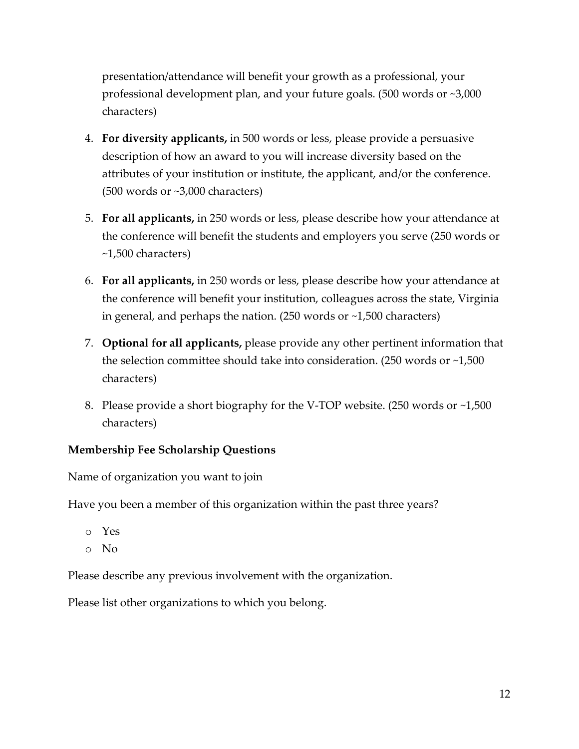presentation/attendance will benefit your growth as a professional, your professional development plan, and your future goals. (500 words or ~3,000 characters)

4. **For diversity applicants,** in 500 words or less, please provide a persuasive description of how an award to you will increase diversity based on the attributes of your institution or institute, the applicant, and/or the conference. (500 words or ~3,000 characters)

5. **For all applicants,** in 250 words or less, please describe how your attendance at the conference will benefit the students and employers you serve (250 words or ~1,500 characters)

6. **For all applicants,** in 250 words or less, please describe how your attendance at the conference will benefit your institution, colleagues across the state, Virginia in general, and perhaps the nation. (250 words or ~1,500 characters)

7. **Optional for all applicants,** please provide any other pertinent information that the selection committee should take into consideration. (250 words or ~1,500 characters)

8. Please provide a short biography for the V-TOP website. (250 words or ~1,500 characters)

**Membership Fee Scholarship Questions**

Name of organization you want to join

Have you been a member of this organization within the past three years?

- Yes
- No

Please describe any previous involvement with the organization.

Please list other organizations to which you belong.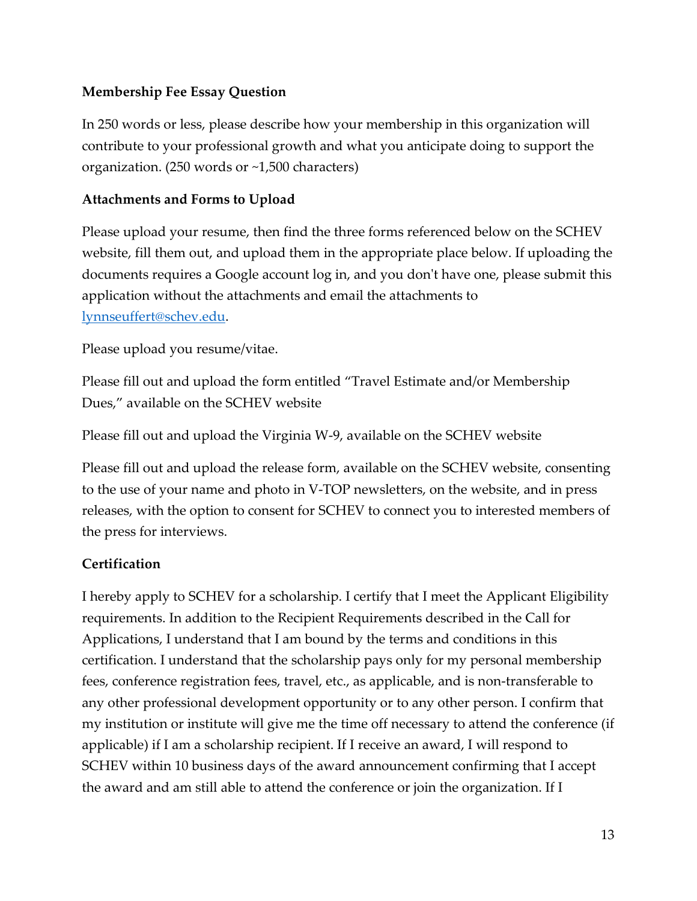**Membership Fee Essay Question**

In 250 words or less, please describe how your membership in this organization will contribute to your professional growth and what you anticipate doing to support the organization. (250 words or ~1,500 characters)

**Attachments and Forms to Upload**

Please upload your resume, then find the three forms referenced below on the SCHEV website, fill them out, and upload them in the appropriate place below. If uploading the documents requires a Google account log in, and you don't have one, please submit this application without the attachments and email the attachments to [lynnseuffert@schev.edu](mailto:lynnseuffert@schev.edu).

Please upload you resume/vitae.

Please fill out and upload the form entitled "Travel Estimate and/or Membership Dues," available on the SCHEV website

Please fill out and upload the Virginia W-9, available on the SCHEV website

Please fill out and upload the release form, available on the SCHEV website, consenting to the use of your name and photo in V-TOP newsletters, on the website, and in press releases, with the option to consent for SCHEV to connect you to interested members of the press for interviews.

**Certification**

I hereby apply to SCHEV for a scholarship. I certify that I meet the Applicant Eligibility requirements. In addition to the Recipient Requirements described in the Call for Applications, I understand that I am bound by the terms and conditions in this certification. I understand that the scholarship pays only for my personal membership fees, conference registration fees, travel, etc., as applicable, and is non-transferable to any other professional development opportunity or to any other person. I confirm that my institution or institute will give me the time off necessary to attend the conference (if applicable) if I am a scholarship recipient. If I receive an award, I will respond to SCHEV within 10 business days of the award announcement confirming that I accept the award and am still able to attend the conference or join the organization. If I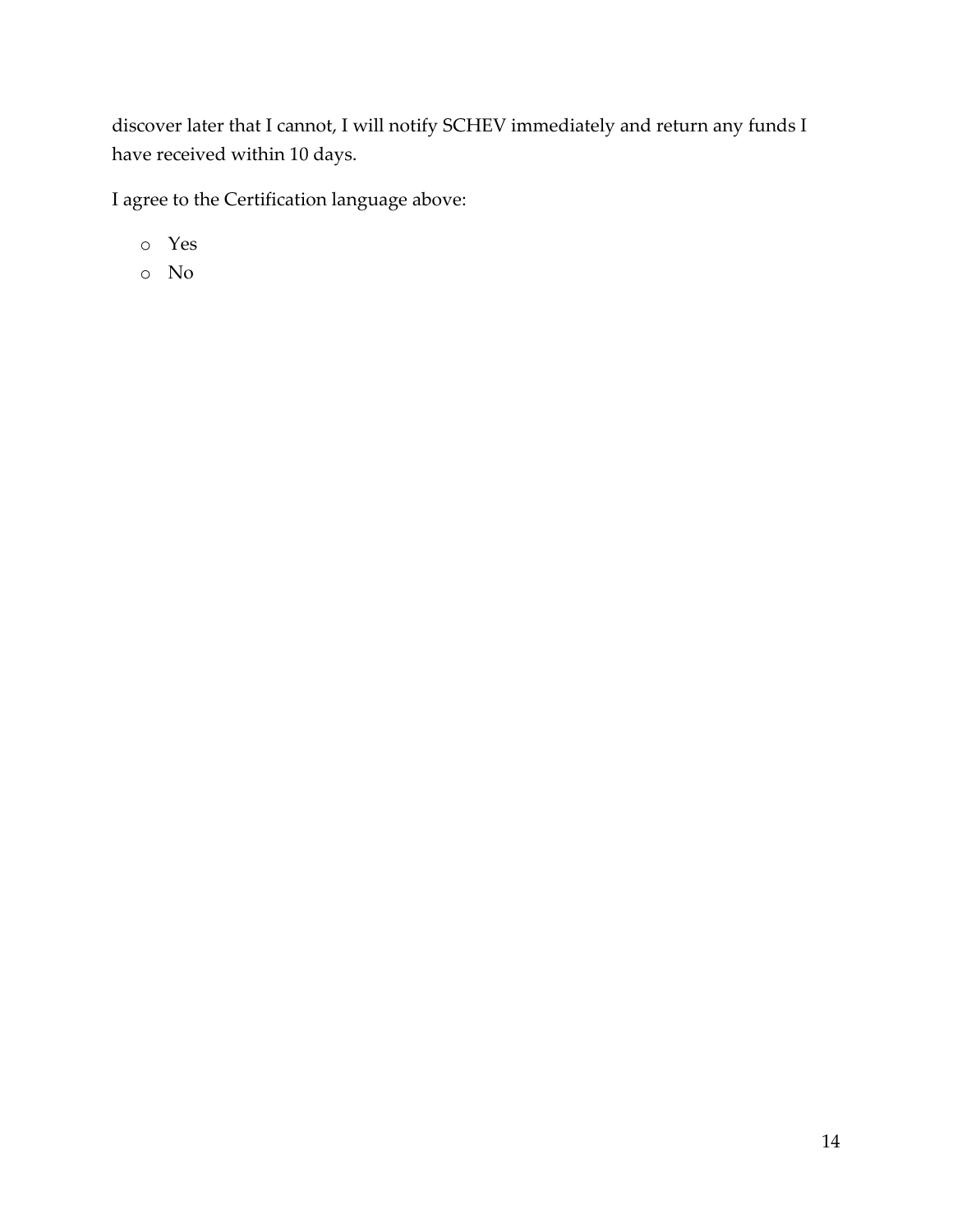discover later that I cannot, I will notify SCHEV immediately and return any funds I have received within 10 days.

I agree to the Certification language above:

- Yes
- No